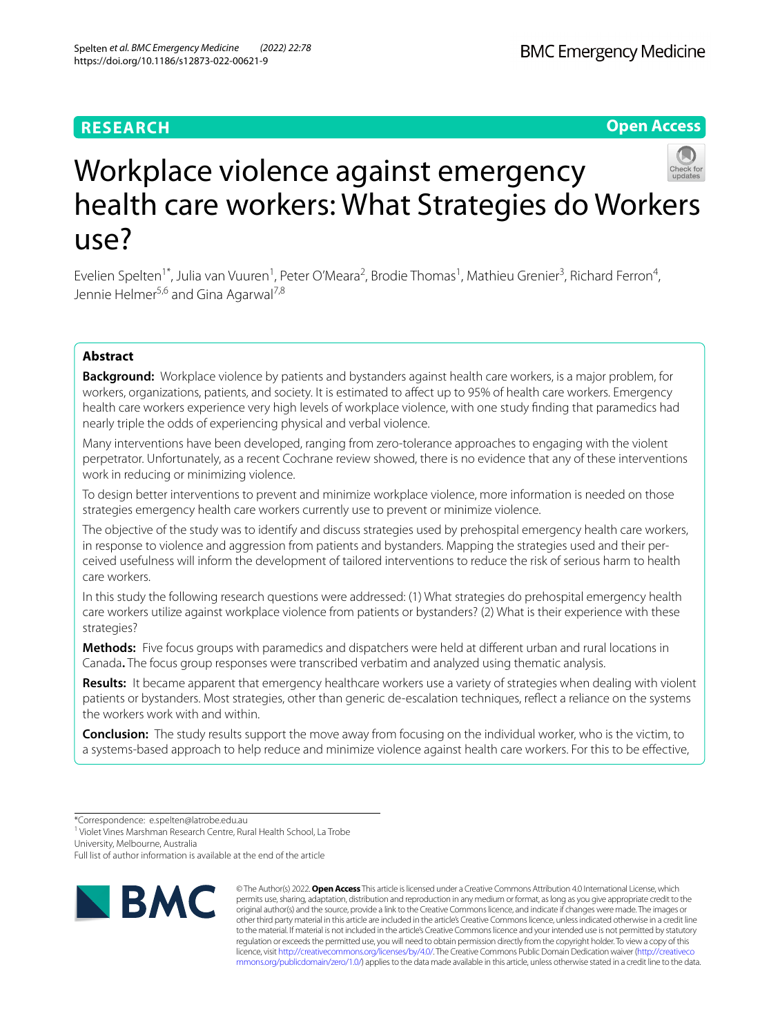RESEARCH

Open Access

# Workplace violence against emergency health care workers: What Strategies do Workers use?

Evelien Spelten[1*], Julia van Vuuren[1], Peter O'Meara[2], Brodie Thomas[1], Mathieu Grenier[3], Richard Ferron[4], Jennie Helmer[5,6] and Gina Agarwal[7,8]

## Abstract

**Background:** Workplace violence by patients and bystanders against health care workers, is a major problem, for workers, organizations, patients, and society. It is estimated to affect up to 95% of health care workers. Emergency health care workers experience very high levels of workplace violence, with one study finding that paramedics had nearly triple the odds of experiencing physical and verbal violence.

Many interventions have been developed, ranging from zero-tolerance approaches to engaging with the violent perpetrator. Unfortunately, as a recent Cochrane review showed, there is no evidence that any of these interventions work in reducing or minimizing violence.

To design better interventions to prevent and minimize workplace violence, more information is needed on those strategies emergency health care workers currently use to prevent or minimize violence.

The objective of the study was to identify and discuss strategies used by prehospital emergency health care workers, in response to violence and aggression from patients and bystanders. Mapping the strategies used and their perceived usefulness will inform the development of tailored interventions to reduce the risk of serious harm to health care workers.

In this study the following research questions were addressed: (1) What strategies do prehospital emergency health care workers utilize against workplace violence from patients or bystanders? (2) What is their experience with these strategies?

**Methods:** Five focus groups with paramedics and dispatchers were held at different urban and rural locations in Canada**.** The focus group responses were transcribed verbatim and analyzed using thematic analysis.

**Results:** It became apparent that emergency healthcare workers use a variety of strategies when dealing with violent patients or bystanders. Most strategies, other than generic de-escalation techniques, reflect a reliance on the systems the workers work with and within.

**Conclusion:** The study results support the move away from focusing on the individual worker, who is the victim, to a systems-based approach to help reduce and minimize violence against health care workers. For this to be effective,

*Correspondence: e.spelten@latrobe.edu.au

[1] Violet Vines Marshman Research Centre, Rural Health School, La Trobe University, Melbourne, Australia

Full list of author information is available at the end of the article

© The Author(s) 2022. **Open Access** This article is licensed under a Creative Commons Attribution 4.0 International License, which permits use, sharing, adaptation, distribution and reproduction in any medium or format, as long as you give appropriate credit to the original author(s) and the source, provide a link to the Creative Commons licence, and indicate if changes were made. The images or other third party material in this article are included in the article's Creative Commons licence, unless indicated otherwise in a credit line to the material. If material is not included in the article's Creative Commons licence and your intended use is not permitted by statutory regulation or exceeds the permitted use, you will need to obtain permission directly from the copyright holder. To view a copy of this licence, visit http://creativecommons.org/licenses/by/4.0/. The Creative Commons Public Domain Dedication waiver (http://creativecommons.org/publicdomain/zero/1.0/) applies to the data made available in this article, unless otherwise stated in a credit line to the data.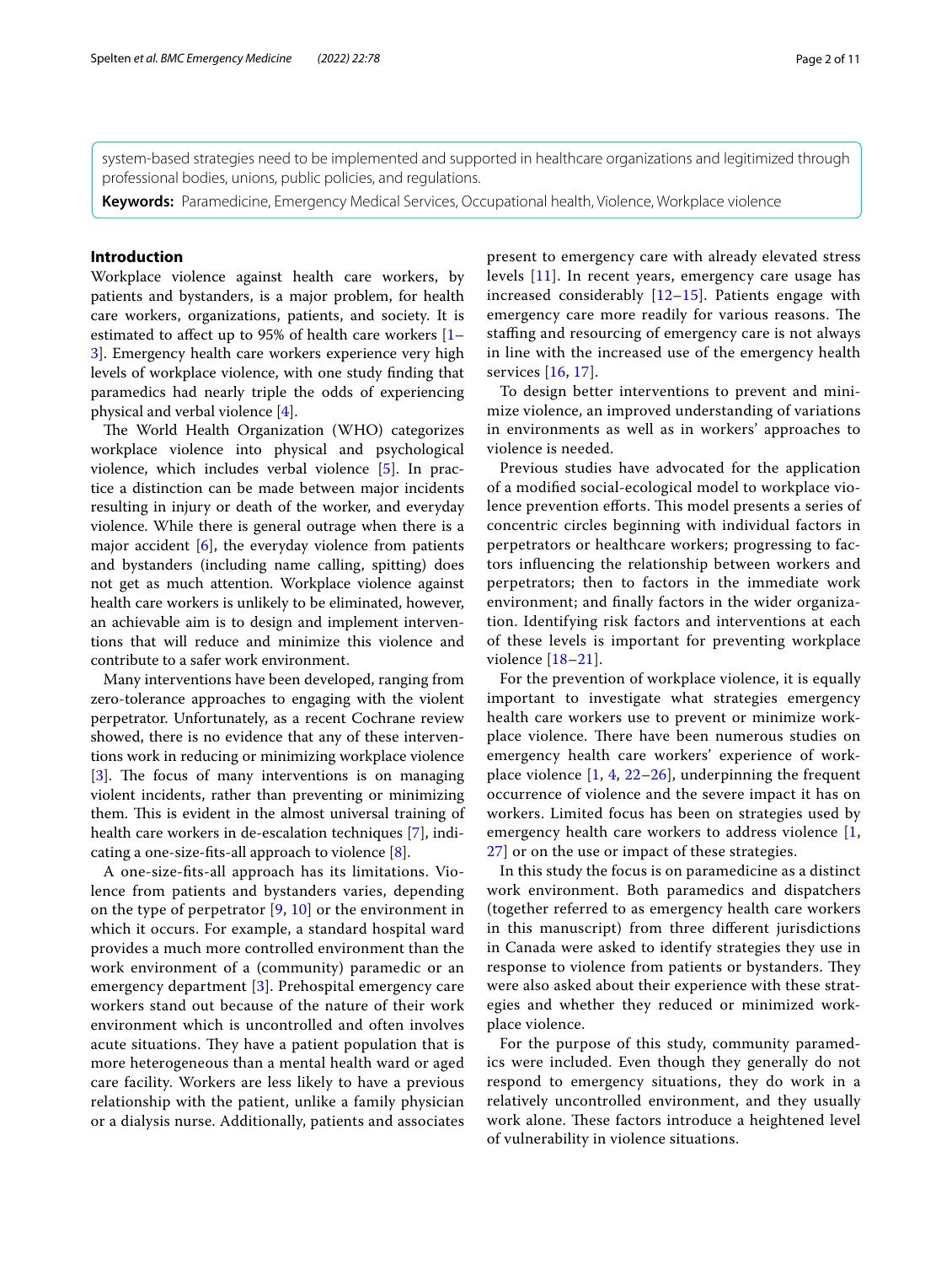system-based strategies need to be implemented and supported in healthcare organizations and legitimized through professional bodies, unions, public policies, and regulations.

**Keywords:** Paramedicine, Emergency Medical Services, Occupational health, Violence, Workplace violence

## Introduction

Workplace violence against health care workers, by patients and bystanders, is a major problem, for health care workers, organizations, patients, and society. It is estimated to affect up to 95% of health care workers [1–3]. Emergency health care workers experience very high levels of workplace violence, with one study finding that paramedics had nearly triple the odds of experiencing physical and verbal violence [4].

The World Health Organization (WHO) categorizes workplace violence into physical and psychological violence, which includes verbal violence [5]. In practice a distinction can be made between major incidents resulting in injury or death of the worker, and everyday violence. While there is general outrage when there is a major accident [6], the everyday violence from patients and bystanders (including name calling, spitting) does not get as much attention. Workplace violence against health care workers is unlikely to be eliminated, however, an achievable aim is to design and implement interventions that will reduce and minimize this violence and contribute to a safer work environment.

Many interventions have been developed, ranging from zero-tolerance approaches to engaging with the violent perpetrator. Unfortunately, as a recent Cochrane review showed, there is no evidence that any of these interventions work in reducing or minimizing workplace violence [3]. The focus of many interventions is on managing violent incidents, rather than preventing or minimizing them. This is evident in the almost universal training of health care workers in de-escalation techniques [7], indicating a one-size-fits-all approach to violence [8].

A one-size-fits-all approach has its limitations. Violence from patients and bystanders varies, depending on the type of perpetrator [9, 10] or the environment in which it occurs. For example, a standard hospital ward provides a much more controlled environment than the work environment of a (community) paramedic or an emergency department [3]. Prehospital emergency care workers stand out because of the nature of their work environment which is uncontrolled and often involves acute situations. They have a patient population that is more heterogeneous than a mental health ward or aged care facility. Workers are less likely to have a previous relationship with the patient, unlike a family physician or a dialysis nurse. Additionally, patients and associates present to emergency care with already elevated stress levels [11]. In recent years, emergency care usage has increased considerably [12–15]. Patients engage with emergency care more readily for various reasons. The staffing and resourcing of emergency care is not always in line with the increased use of the emergency health services [16, 17].

To design better interventions to prevent and minimize violence, an improved understanding of variations in environments as well as in workers' approaches to violence is needed.

Previous studies have advocated for the application of a modified social-ecological model to workplace violence prevention efforts. This model presents a series of concentric circles beginning with individual factors in perpetrators or healthcare workers; progressing to factors influencing the relationship between workers and perpetrators; then to factors in the immediate work environment; and finally factors in the wider organization. Identifying risk factors and interventions at each of these levels is important for preventing workplace violence [18–21].

For the prevention of workplace violence, it is equally important to investigate what strategies emergency health care workers use to prevent or minimize workplace violence. There have been numerous studies on emergency health care workers' experience of workplace violence [1, 4, 22–26], underpinning the frequent occurrence of violence and the severe impact it has on workers. Limited focus has been on strategies used by emergency health care workers to address violence [1, 27] or on the use or impact of these strategies.

In this study the focus is on paramedicine as a distinct work environment. Both paramedics and dispatchers (together referred to as emergency health care workers in this manuscript) from three different jurisdictions in Canada were asked to identify strategies they use in response to violence from patients or bystanders. They were also asked about their experience with these strategies and whether they reduced or minimized workplace violence.

For the purpose of this study, community paramedics were included. Even though they generally do not respond to emergency situations, they do work in a relatively uncontrolled environment, and they usually work alone. These factors introduce a heightened level of vulnerability in violence situations.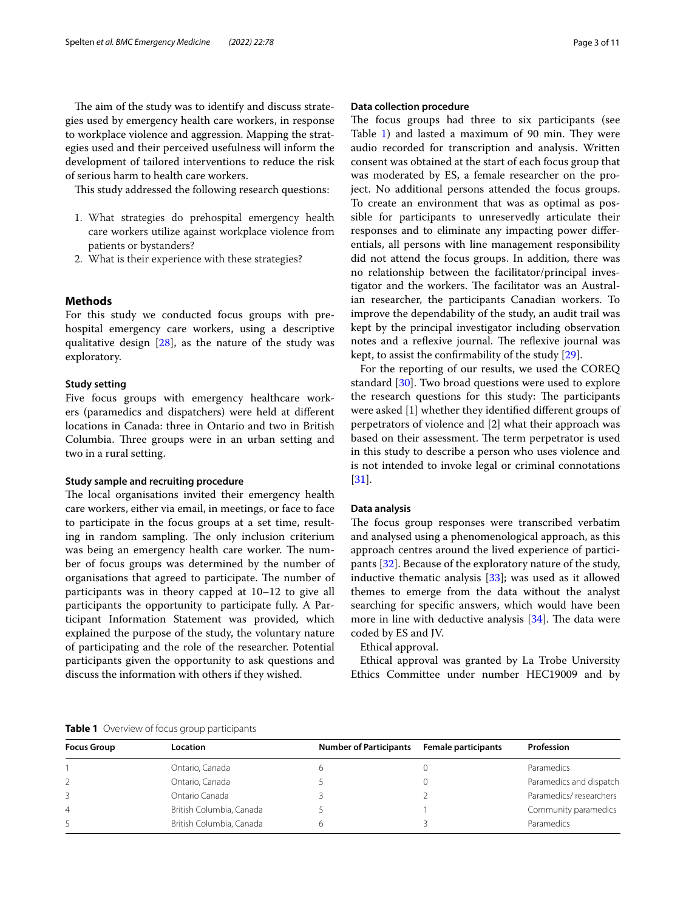The aim of the study was to identify and discuss strategies used by emergency health care workers, in response to workplace violence and aggression. Mapping the strategies used and their perceived usefulness will inform the development of tailored interventions to reduce the risk of serious harm to health care workers.

This study addressed the following research questions:

1. What strategies do prehospital emergency health care workers utilize against workplace violence from patients or bystanders?
2. What is their experience with these strategies?

## Methods

For this study we conducted focus groups with prehospital emergency care workers, using a descriptive qualitative design [28], as the nature of the study was exploratory.

### Study setting

Five focus groups with emergency healthcare workers (paramedics and dispatchers) were held at different locations in Canada: three in Ontario and two in British Columbia. Three groups were in an urban setting and two in a rural setting.

### Study sample and recruiting procedure

The local organisations invited their emergency health care workers, either via email, in meetings, or face to face to participate in the focus groups at a set time, resulting in random sampling. The only inclusion criterium was being an emergency health care worker. The number of focus groups was determined by the number of organisations that agreed to participate. The number of participants was in theory capped at 10–12 to give all participants the opportunity to participate fully. A Participant Information Statement was provided, which explained the purpose of the study, the voluntary nature of participating and the role of the researcher. Potential participants given the opportunity to ask questions and discuss the information with others if they wished.

### Data collection procedure

The focus groups had three to six participants (see Table 1) and lasted a maximum of 90 min. They were audio recorded for transcription and analysis. Written consent was obtained at the start of each focus group that was moderated by ES, a female researcher on the project. No additional persons attended the focus groups. To create an environment that was as optimal as possible for participants to unreservedly articulate their responses and to eliminate any impacting power differentials, all persons with line management responsibility did not attend the focus groups. In addition, there was no relationship between the facilitator/principal investigator and the workers. The facilitator was an Australian researcher, the participants Canadian workers. To improve the dependability of the study, an audit trail was kept by the principal investigator including observation notes and a reflexive journal. The reflexive journal was kept, to assist the confirmability of the study [29].

For the reporting of our results, we used the COREQ standard [30]. Two broad questions were used to explore the research questions for this study: The participants were asked [1] whether they identified different groups of perpetrators of violence and [2] what their approach was based on their assessment. The term perpetrator is used in this study to describe a person who uses violence and is not intended to invoke legal or criminal connotations [31].

### Data analysis

The focus group responses were transcribed verbatim and analysed using a phenomenological approach, as this approach centres around the lived experience of participants [32]. Because of the exploratory nature of the study, inductive thematic analysis [33]; was used as it allowed themes to emerge from the data without the analyst searching for specific answers, which would have been more in line with deductive analysis [34]. The data were coded by ES and JV.

Ethical approval.

Ethical approval was granted by La Trobe University Ethics Committee under number HEC19009 and by

**Table 1** Overview of focus group participants

| Focus Group | Location | Number of Participants | Female participants | Profession |
|---|---|---|---|---|
| 1 | Ontario, Canada | 6 | 0 | Paramedics |
| 2 | Ontario, Canada | 5 | 0 | Paramedics and dispatch |
| 3 | Ontario Canada | 3 | 2 | Paramedics/ researchers |
| 4 | British Columbia, Canada | 5 | 1 | Community paramedics |
| 5 | British Columbia, Canada | 6 | 3 | Paramedics |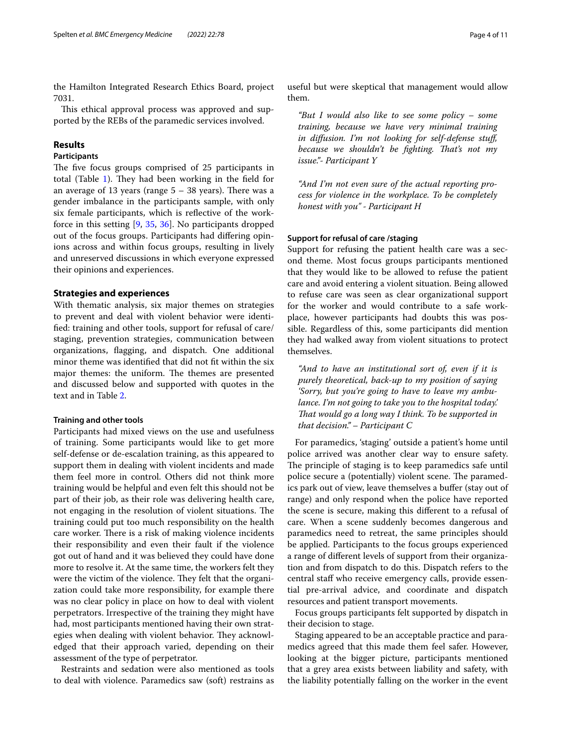the Hamilton Integrated Research Ethics Board, project 7031.

This ethical approval process was approved and supported by the REBs of the paramedic services involved.

## Results

### Participants

The five focus groups comprised of 25 participants in total (Table 1). They had been working in the field for an average of 13 years (range 5 – 38 years). There was a gender imbalance in the participants sample, with only six female participants, which is reflective of the workforce in this setting [9, 35, 36]. No participants dropped out of the focus groups. Participants had differing opinions across and within focus groups, resulting in lively and unreserved discussions in which everyone expressed their opinions and experiences.

## Strategies and experiences

With thematic analysis, six major themes on strategies to prevent and deal with violent behavior were identified: training and other tools, support for refusal of care/staging, prevention strategies, communication between organizations, flagging, and dispatch. One additional minor theme was identified that did not fit within the six major themes: the uniform. The themes are presented and discussed below and supported with quotes in the text and in Table 2.

### Training and other tools

Participants had mixed views on the use and usefulness of training. Some participants would like to get more self-defense or de-escalation training, as this appeared to support them in dealing with violent incidents and made them feel more in control. Others did not think more training would be helpful and even felt this should not be part of their job, as their role was delivering health care, not engaging in the resolution of violent situations. The training could put too much responsibility on the health care worker. There is a risk of making violence incidents their responsibility and even their fault if the violence got out of hand and it was believed they could have done more to resolve it. At the same time, the workers felt they were the victim of the violence. They felt that the organization could take more responsibility, for example there was no clear policy in place on how to deal with violent perpetrators. Irrespective of the training they might have had, most participants mentioned having their own strategies when dealing with violent behavior. They acknowledged that their approach varied, depending on their assessment of the type of perpetrator.

Restraints and sedation were also mentioned as tools to deal with violence. Paramedics saw (soft) restrains as useful but were skeptical that management would allow them.

> *"But I would also like to see some policy – some training, because we have very minimal training in diffusion. I'm not looking for self-defense stuff, because we shouldn't be fighting. That's not my issue."- Participant Y*

> *"And I'm not even sure of the actual reporting process for violence in the workplace. To be completely honest with you" - Participant H*

### Support for refusal of care /staging

Support for refusing the patient health care was a second theme. Most focus groups participants mentioned that they would like to be allowed to refuse the patient care and avoid entering a violent situation. Being allowed to refuse care was seen as clear organizational support for the worker and would contribute to a safe workplace, however participants had doubts this was possible. Regardless of this, some participants did mention they had walked away from violent situations to protect themselves.

> *"And to have an institutional sort of, even if it is purely theoretical, back-up to my position of saying 'Sorry, but you're going to have to leave my ambulance. I'm not going to take you to the hospital today.' That would go a long way I think. To be supported in that decision." – Participant C*

For paramedics, 'staging' outside a patient's home until police arrived was another clear way to ensure safety. The principle of staging is to keep paramedics safe until police secure a (potentially) violent scene. The paramedics park out of view, leave themselves a buffer (stay out of range) and only respond when the police have reported the scene is secure, making this different to a refusal of care. When a scene suddenly becomes dangerous and paramedics need to retreat, the same principles should be applied. Participants to the focus groups experienced a range of different levels of support from their organization and from dispatch to do this. Dispatch refers to the central staff who receive emergency calls, provide essential pre-arrival advice, and coordinate and dispatch resources and patient transport movements.

Focus groups participants felt supported by dispatch in their decision to stage.

Staging appeared to be an acceptable practice and paramedics agreed that this made them feel safer. However, looking at the bigger picture, participants mentioned that a grey area exists between liability and safety, with the liability potentially falling on the worker in the event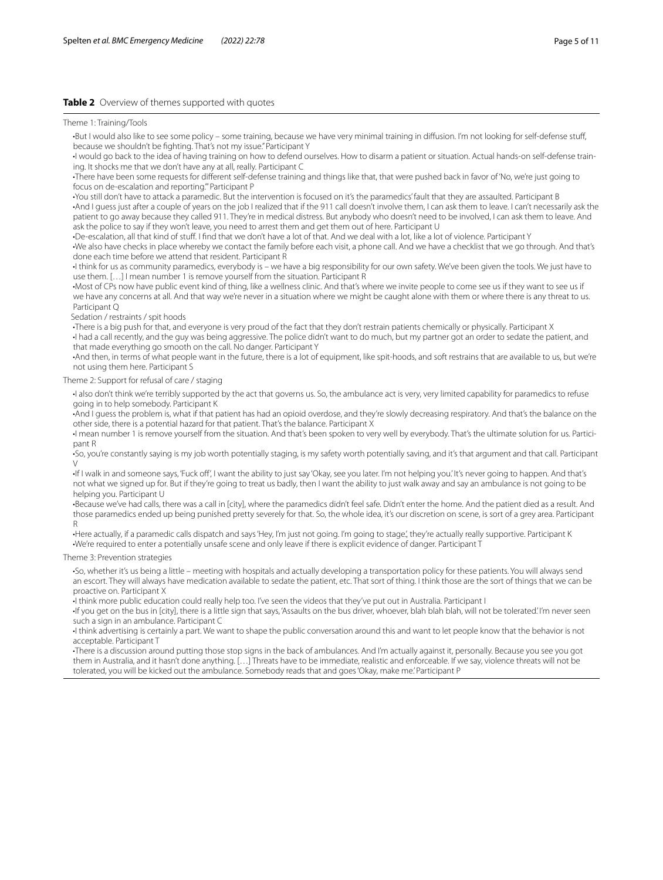**Table 2** Overview of themes supported with quotes

Theme 1: Training/Tools

- But I would also like to see some policy – some training, because we have very minimal training in diffusion. I'm not looking for self-defense stuff, because we shouldn't be fighting. That's not my issue." Participant Y
- I would go back to the idea of having training on how to defend ourselves. How to disarm a patient or situation. Actual hands-on self-defense training. It shocks me that we don't have any at all, really. Participant C
- There have been some requests for different self-defense training and things like that, that were pushed back in favor of 'No, we're just going to focus on de-escalation and reporting.'" Participant P
- You still don't have to attack a paramedic. But the intervention is focused on it's the paramedics' fault that they are assaulted. Participant B
- And I guess just after a couple of years on the job I realized that if the 911 call doesn't involve them, I can ask them to leave. I can't necessarily ask the patient to go away because they called 911. They're in medical distress. But anybody who doesn't need to be involved, I can ask them to leave. And ask the police to say if they won't leave, you need to arrest them and get them out of here. Participant U
- De-escalation, all that kind of stuff. I find that we don't have a lot of that. And we deal with a lot, like a lot of violence. Participant Y
- We also have checks in place whereby we contact the family before each visit, a phone call. And we have a checklist that we go through. And that's done each time before we attend that resident. Participant R
- I think for us as community paramedics, everybody is – we have a big responsibility for our own safety. We've been given the tools. We just have to use them. […] I mean number 1 is remove yourself from the situation. Participant R
- Most of CPs now have public event kind of thing, like a wellness clinic. And that's where we invite people to come see us if they want to see us if we have any concerns at all. And that way we're never in a situation where we might be caught alone with them or where there is any threat to us. Participant Q

Sedation / restraints / spit hoods

- There is a big push for that, and everyone is very proud of the fact that they don't restrain patients chemically or physically. Participant X
- I had a call recently, and the guy was being aggressive. The police didn't want to do much, but my partner got an order to sedate the patient, and that made everything go smooth on the call. No danger. Participant Y
- And then, in terms of what people want in the future, there is a lot of equipment, like spit-hoods, and soft restrains that are available to us, but we're not using them here. Participant S

Theme 2: Support for refusal of care / staging

- I also don't think we're terribly supported by the act that governs us. So, the ambulance act is very, very limited capability for paramedics to refuse going in to help somebody. Participant K
- And I guess the problem is, what if that patient has had an opioid overdose, and they're slowly decreasing respiratory. And that's the balance on the other side, there is a potential hazard for that patient. That's the balance. Participant X
- I mean number 1 is remove yourself from the situation. And that's been spoken to very well by everybody. That's the ultimate solution for us. Participant R
- So, you're constantly saying is my job worth potentially staging, is my safety worth potentially saving, and it's that argument and that call. Participant V
- If I walk in and someone says, 'Fuck off', I want the ability to just say 'Okay, see you later. I'm not helping you.' It's never going to happen. And that's not what we signed up for. But if they're going to treat us badly, then I want the ability to just walk away and say an ambulance is not going to be helping you. Participant U
- Because we've had calls, there was a call in [city], where the paramedics didn't feel safe. Didn't enter the home. And the patient died as a result. And those paramedics ended up being punished pretty severely for that. So, the whole idea, it's our discretion on scene, is sort of a grey area. Participant R
- Here actually, if a paramedic calls dispatch and says 'Hey, I'm just not going. I'm going to stage.', they're actually really supportive. Participant K
- We're required to enter a potentially unsafe scene and only leave if there is explicit evidence of danger. Participant T

Theme 3: Prevention strategies

- So, whether it's us being a little – meeting with hospitals and actually developing a transportation policy for these patients. You will always send an escort. They will always have medication available to sedate the patient, etc. That sort of thing. I think those are the sort of things that we can be proactive on. Participant X
- I think more public education could really help too. I've seen the videos that they've put out in Australia. Participant I
- If you get on the bus in [city], there is a little sign that says, 'Assaults on the bus driver, whoever, blah blah blah, will not be tolerated.' I'm never seen such a sign in an ambulance. Participant C
- I think advertising is certainly a part. We want to shape the public conversation around this and want to let people know that the behavior is not acceptable. Participant T
- There is a discussion around putting those stop signs in the back of ambulances. And I'm actually against it, personally. Because you see you got them in Australia, and it hasn't done anything. […] Threats have to be immediate, realistic and enforceable. If we say, violence threats will not be tolerated, you will be kicked out the ambulance. Somebody reads that and goes 'Okay, make me.' Participant P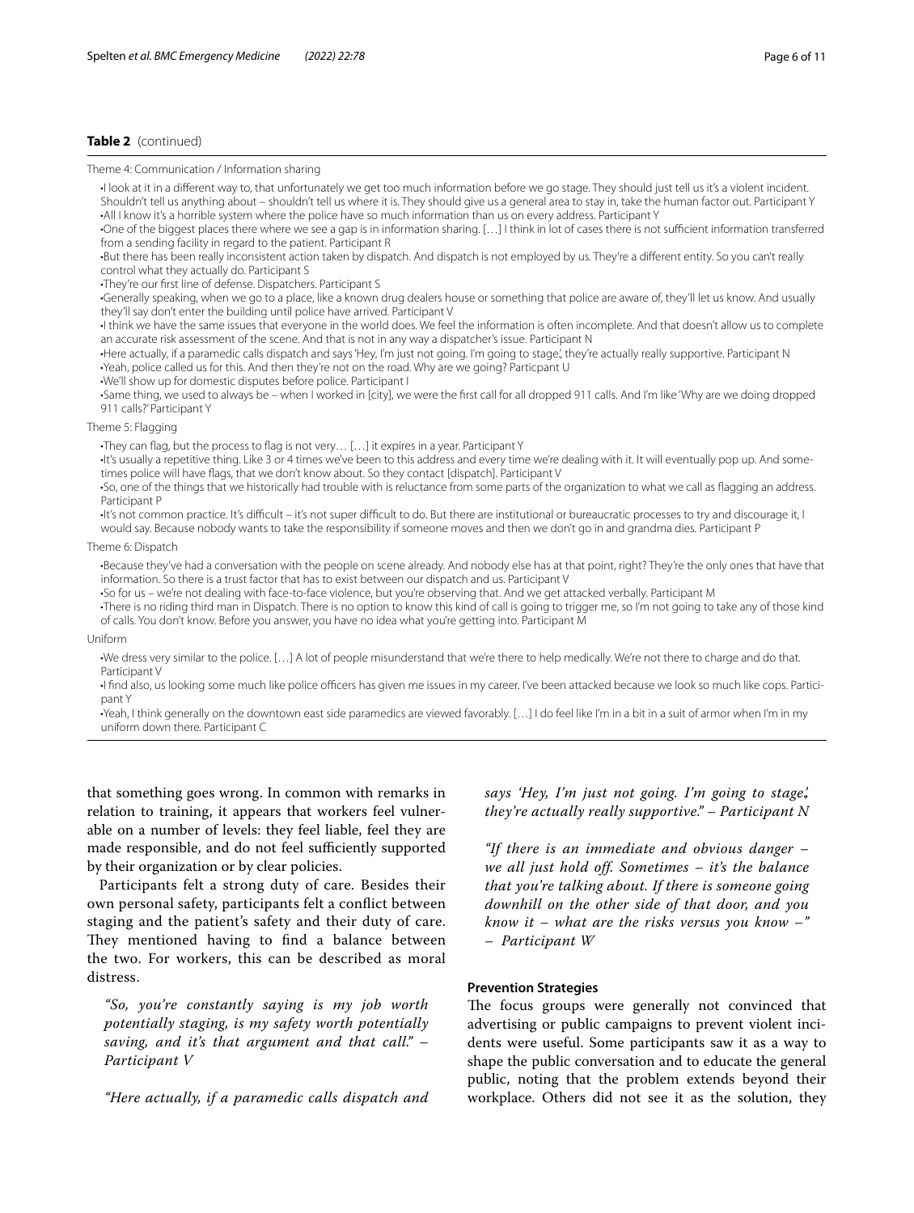**Table 2** (continued)

Theme 4: Communication / Information sharing

- I look at it in a different way to, that unfortunately we get too much information before we go stage. They should just tell us it's a violent incident. Shouldn't tell us anything about – shouldn't tell us where it is. They should give us a general area to stay in, take the human factor out. Participant Y
- All I know it's a horrible system where the police have so much information than us on every address. Participant Y
- One of the biggest places there where we see a gap is in information sharing. […] I think in lot of cases there is not sufficient information transferred from a sending facility in regard to the patient. Participant R
- But there has been really inconsistent action taken by dispatch. And dispatch is not employed by us. They're a different entity. So you can't really control what they actually do. Participant S
- They're our first line of defense. Dispatchers. Participant S
- Generally speaking, when we go to a place, like a known drug dealers house or something that police are aware of, they'll let us know. And usually they'll say don't enter the building until police have arrived. Participant V
- I think we have the same issues that everyone in the world does. We feel the information is often incomplete. And that doesn't allow us to complete an accurate risk assessment of the scene. And that is not in any way a dispatcher's issue. Participant N
- Here actually, if a paramedic calls dispatch and says 'Hey, I'm just not going. I'm going to stage', they're actually really supportive. Participant N
- Yeah, police called us for this. And then they're not on the road. Why are we going? Particpant U
- We'll show up for domestic disputes before police. Participant I
- Same thing, we used to always be – when I worked in [city], we were the first call for all dropped 911 calls. And I'm like 'Why are we doing dropped 911 calls?' Participant Y

Theme 5: Flagging

- They can flag, but the process to flag is not very… […] it expires in a year. Participant Y
- It's usually a repetitive thing. Like 3 or 4 times we've been to this address and every time we're dealing with it. It will eventually pop up. And sometimes police will have flags, that we don't know about. So they contact [dispatch]. Participant V
- So, one of the things that we historically had trouble with is reluctance from some parts of the organization to what we call as flagging an address. Participant P
- It's not common practice. It's difficult – it's not super difficult to do. But there are institutional or bureaucratic processes to try and discourage it, I would say. Because nobody wants to take the responsibility if someone moves and then we don't go in and grandma dies. Participant P

Theme 6: Dispatch

- Because they've had a conversation with the people on scene already. And nobody else has at that point, right? They're the only ones that have that information. So there is a trust factor that has to exist between our dispatch and us. Participant V
- So for us – we're not dealing with face-to-face violence, but you're observing that. And we get attacked verbally. Participant M
- There is no riding third man in Dispatch. There is no option to know this kind of call is going to trigger me, so I'm not going to take any of those kind of calls. You don't know. Before you answer, you have no idea what you're getting into. Participant M

Uniform

- We dress very similar to the police. […] A lot of people misunderstand that we're there to help medically. We're not there to charge and do that. Participant V
- I find also, us looking some much like police officers has given me issues in my career. I've been attacked because we look so much like cops. Participant Y
- Yeah, I think generally on the downtown east side paramedics are viewed favorably. […] I do feel like I'm in a bit in a suit of armor when I'm in my uniform down there. Participant C

that something goes wrong. In common with remarks in relation to training, it appears that workers feel vulnerable on a number of levels: they feel liable, feel they are made responsible, and do not feel sufficiently supported by their organization or by clear policies.

Participants felt a strong duty of care. Besides their own personal safety, participants felt a conflict between staging and the patient's safety and their duty of care. They mentioned having to find a balance between the two. For workers, this can be described as moral distress.

> *"So, you're constantly saying is my job worth potentially staging, is my safety worth potentially saving, and it's that argument and that call." – Participant V*

> *"Here actually, if a paramedic calls dispatch and says 'Hey, I'm just not going. I'm going to stage', they're actually really supportive." – Participant N*

> *"If there is an immediate and obvious danger – we all just hold off. Sometimes – it's the balance that you're talking about. If there is someone going downhill on the other side of that door, and you know it – what are the risks versus you know –" – Participant W*

### Prevention Strategies

The focus groups were generally not convinced that advertising or public campaigns to prevent violent incidents were useful. Some participants saw it as a way to shape the public conversation and to educate the general public, noting that the problem extends beyond their workplace. Others did not see it as the solution, they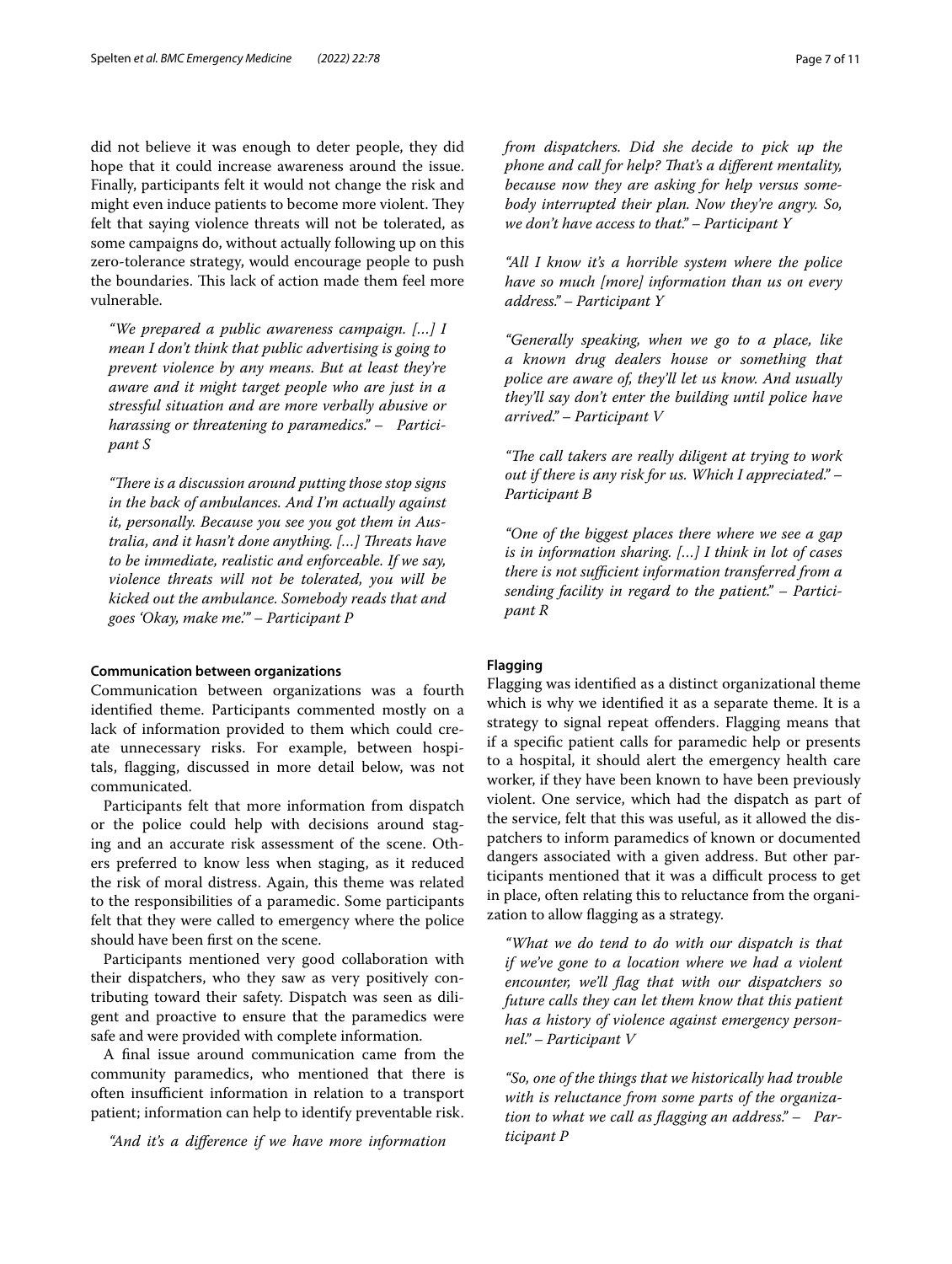did not believe it was enough to deter people, they did hope that it could increase awareness around the issue. Finally, participants felt it would not change the risk and might even induce patients to become more violent. They felt that saying violence threats will not be tolerated, as some campaigns do, without actually following up on this zero-tolerance strategy, would encourage people to push the boundaries. This lack of action made them feel more vulnerable.

> *"We prepared a public awareness campaign. […] I mean I don't think that public advertising is going to prevent violence by any means. But at least they're aware and it might target people who are just in a stressful situation and are more verbally abusive or harassing or threatening to paramedics." – Participant S*

> *"There is a discussion around putting those stop signs in the back of ambulances. And I'm actually against it, personally. Because you see you got them in Australia, and it hasn't done anything. […] Threats have to be immediate, realistic and enforceable. If we say, violence threats will not be tolerated, you will be kicked out the ambulance. Somebody reads that and goes 'Okay, make me.'" – Participant P*

#### Communication between organizations

Communication between organizations was a fourth identified theme. Participants commented mostly on a lack of information provided to them which could create unnecessary risks. For example, between hospitals, flagging, discussed in more detail below, was not communicated.

Participants felt that more information from dispatch or the police could help with decisions around staging and an accurate risk assessment of the scene. Others preferred to know less when staging, as it reduced the risk of moral distress. Again, this theme was related to the responsibilities of a paramedic. Some participants felt that they were called to emergency where the police should have been first on the scene.

Participants mentioned very good collaboration with their dispatchers, who they saw as very positively contributing toward their safety. Dispatch was seen as diligent and proactive to ensure that the paramedics were safe and were provided with complete information.

A final issue around communication came from the community paramedics, who mentioned that there is often insufficient information in relation to a transport patient; information can help to identify preventable risk.

> *"And it's a difference if we have more information from dispatchers. Did she decide to pick up the phone and call for help? That's a different mentality, because now they are asking for help versus somebody interrupted their plan. Now they're angry. So, we don't have access to that." – Participant Y*

> *"All I know it's a horrible system where the police have so much [more] information than us on every address." – Participant Y*

> *"Generally speaking, when we go to a place, like a known drug dealers house or something that police are aware of, they'll let us know. And usually they'll say don't enter the building until police have arrived." – Participant V*

> *"The call takers are really diligent at trying to work out if there is any risk for us. Which I appreciated." – Participant B*

> *"One of the biggest places there where we see a gap is in information sharing. […] I think in lot of cases there is not sufficient information transferred from a sending facility in regard to the patient." – Participant R*

#### Flagging

Flagging was identified as a distinct organizational theme which is why we identified it as a separate theme. It is a strategy to signal repeat offenders. Flagging means that if a specific patient calls for paramedic help or presents to a hospital, it should alert the emergency health care worker, if they have been known to have been previously violent. One service, which had the dispatch as part of the service, felt that this was useful, as it allowed the dispatchers to inform paramedics of known or documented dangers associated with a given address. But other participants mentioned that it was a difficult process to get in place, often relating this to reluctance from the organization to allow flagging as a strategy.

> *"What we do tend to do with our dispatch is that if we've gone to a location where we had a violent encounter, we'll flag that with our dispatchers so future calls they can let them know that this patient has a history of violence against emergency personnel." – Participant V*

> *"So, one of the things that we historically had trouble with is reluctance from some parts of the organization to what we call as flagging an address." – Participant P*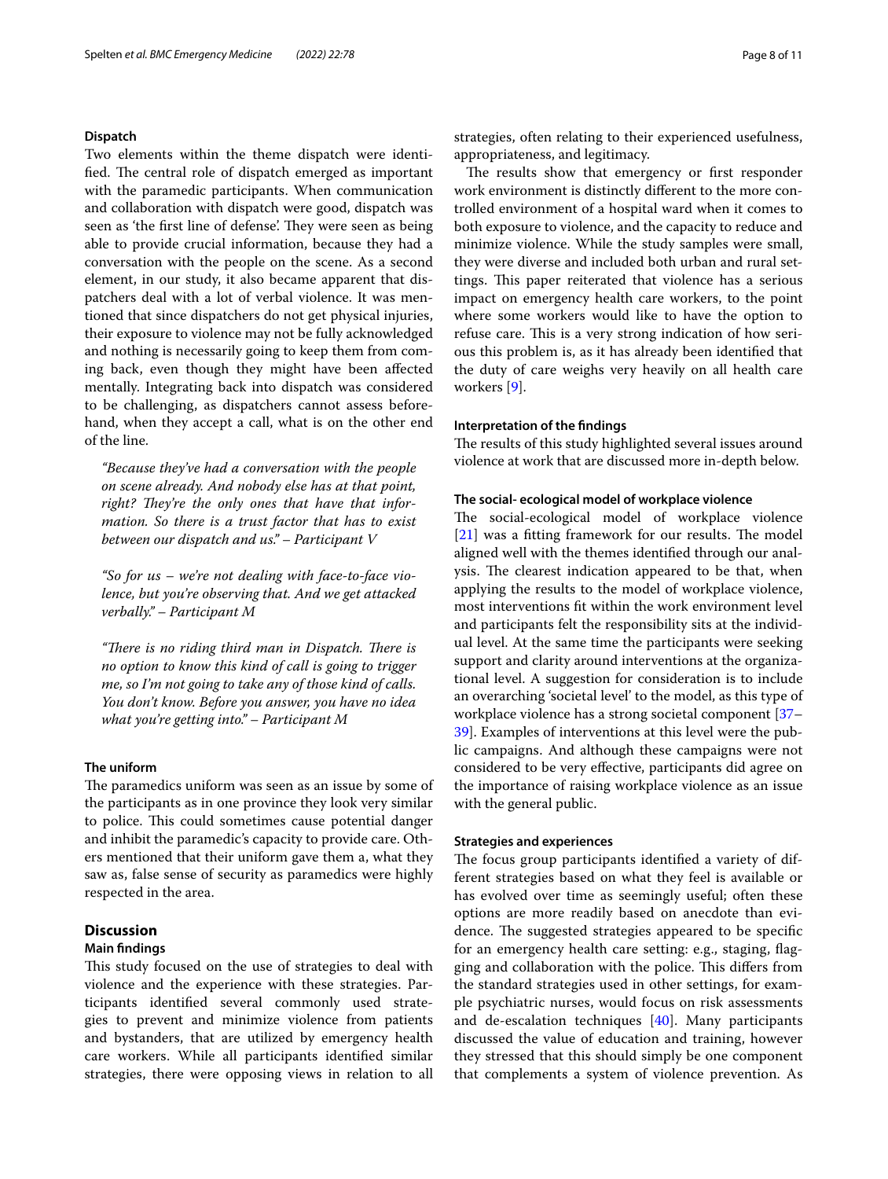### Dispatch

Two elements within the theme dispatch were identified. The central role of dispatch emerged as important with the paramedic participants. When communication and collaboration with dispatch were good, dispatch was seen as 'the first line of defense'. They were seen as being able to provide crucial information, because they had a conversation with the people on the scene. As a second element, in our study, it also became apparent that dispatchers deal with a lot of verbal violence. It was mentioned that since dispatchers do not get physical injuries, their exposure to violence may not be fully acknowledged and nothing is necessarily going to keep them from coming back, even though they might have been affected mentally. Integrating back into dispatch was considered to be challenging, as dispatchers cannot assess beforehand, when they accept a call, what is on the other end of the line.

> *"Because they've had a conversation with the people on scene already. And nobody else has at that point, right? They're the only ones that have that information. So there is a trust factor that has to exist between our dispatch and us." – Participant V*

> *"So for us – we're not dealing with face-to-face violence, but you're observing that. And we get attacked verbally." – Participant M*

> *"There is no riding third man in Dispatch. There is no option to know this kind of call is going to trigger me, so I'm not going to take any of those kind of calls. You don't know. Before you answer, you have no idea what you're getting into." – Participant M*

### The uniform

The paramedics uniform was seen as an issue by some of the participants as in one province they look very similar to police. This could sometimes cause potential danger and inhibit the paramedic's capacity to provide care. Others mentioned that their uniform gave them a, what they saw as, false sense of security as paramedics were highly respected in the area.

## Discussion

### Main findings

This study focused on the use of strategies to deal with violence and the experience with these strategies. Participants identified several commonly used strategies to prevent and minimize violence from patients and bystanders, that are utilized by emergency health care workers. While all participants identified similar strategies, there were opposing views in relation to all strategies, often relating to their experienced usefulness, appropriateness, and legitimacy.

The results show that emergency or first responder work environment is distinctly different to the more controlled environment of a hospital ward when it comes to both exposure to violence, and the capacity to reduce and minimize violence. While the study samples were small, they were diverse and included both urban and rural settings. This paper reiterated that violence has a serious impact on emergency health care workers, to the point where some workers would like to have the option to refuse care. This is a very strong indication of how serious this problem is, as it has already been identified that the duty of care weighs very heavily on all health care workers [9].

### Interpretation of the findings

The results of this study highlighted several issues around violence at work that are discussed more in-depth below.

### The social- ecological model of workplace violence

The social-ecological model of workplace violence [21] was a fitting framework for our results. The model aligned well with the themes identified through our analysis. The clearest indication appeared to be that, when applying the results to the model of workplace violence, most interventions fit within the work environment level and participants felt the responsibility sits at the individual level. At the same time the participants were seeking support and clarity around interventions at the organizational level. A suggestion for consideration is to include an overarching 'societal level' to the model, as this type of workplace violence has a strong societal component [37–39]. Examples of interventions at this level were the public campaigns. And although these campaigns were not considered to be very effective, participants did agree on the importance of raising workplace violence as an issue with the general public.

### Strategies and experiences

The focus group participants identified a variety of different strategies based on what they feel is available or has evolved over time as seemingly useful; often these options are more readily based on anecdote than evidence. The suggested strategies appeared to be specific for an emergency health care setting: e.g., staging, flagging and collaboration with the police. This differs from the standard strategies used in other settings, for example psychiatric nurses, would focus on risk assessments and de-escalation techniques [40]. Many participants discussed the value of education and training, however they stressed that this should simply be one component that complements a system of violence prevention. As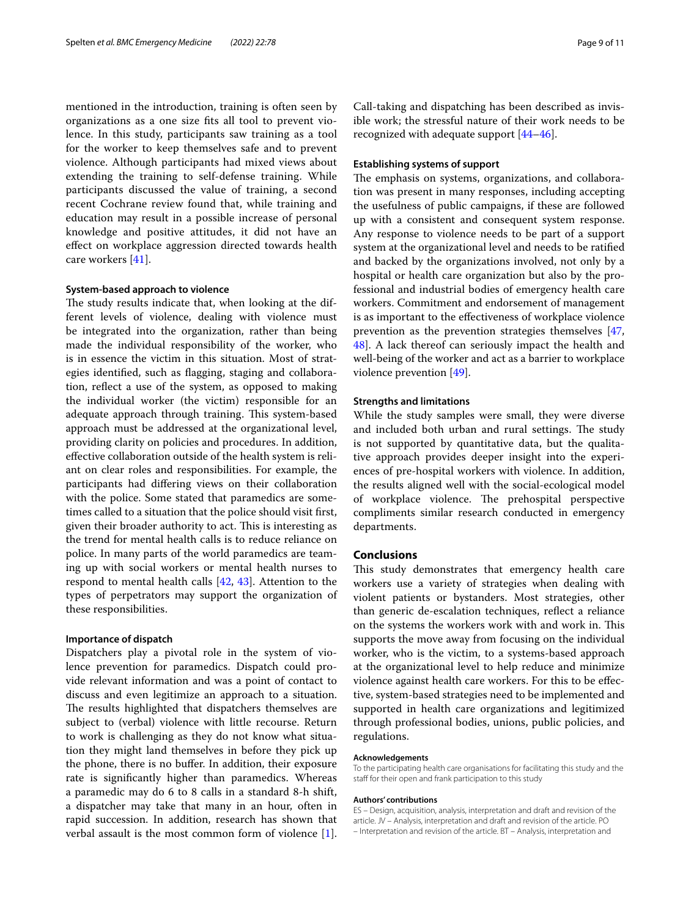mentioned in the introduction, training is often seen by organizations as a one size fits all tool to prevent violence. In this study, participants saw training as a tool for the worker to keep themselves safe and to prevent violence. Although participants had mixed views about extending the training to self-defense training. While participants discussed the value of training, a second recent Cochrane review found that, while training and education may result in a possible increase of personal knowledge and positive attitudes, it did not have an effect on workplace aggression directed towards health care workers [41].

### System-based approach to violence

The study results indicate that, when looking at the different levels of violence, dealing with violence must be integrated into the organization, rather than being made the individual responsibility of the worker, who is in essence the victim in this situation. Most of strategies identified, such as flagging, staging and collaboration, reflect a use of the system, as opposed to making the individual worker (the victim) responsible for an adequate approach through training. This system-based approach must be addressed at the organizational level, providing clarity on policies and procedures. In addition, effective collaboration outside of the health system is reliant on clear roles and responsibilities. For example, the participants had differing views on their collaboration with the police. Some stated that paramedics are sometimes called to a situation that the police should visit first, given their broader authority to act. This is interesting as the trend for mental health calls is to reduce reliance on police. In many parts of the world paramedics are teaming up with social workers or mental health nurses to respond to mental health calls [42, 43]. Attention to the types of perpetrators may support the organization of these responsibilities.

### Importance of dispatch

Dispatchers play a pivotal role in the system of violence prevention for paramedics. Dispatch could provide relevant information and was a point of contact to discuss and even legitimize an approach to a situation. The results highlighted that dispatchers themselves are subject to (verbal) violence with little recourse. Return to work is challenging as they do not know what situation they might land themselves in before they pick up the phone, there is no buffer. In addition, their exposure rate is significantly higher than paramedics. Whereas a paramedic may do 6 to 8 calls in a standard 8-h shift, a dispatcher may take that many in an hour, often in rapid succession. In addition, research has shown that verbal assault is the most common form of violence [1]. Call-taking and dispatching has been described as invisible work; the stressful nature of their work needs to be recognized with adequate support [44–46].

### Establishing systems of support

The emphasis on systems, organizations, and collaboration was present in many responses, including accepting the usefulness of public campaigns, if these are followed up with a consistent and consequent system response. Any response to violence needs to be part of a support system at the organizational level and needs to be ratified and backed by the organizations involved, not only by a hospital or health care organization but also by the professional and industrial bodies of emergency health care workers. Commitment and endorsement of management is as important to the effectiveness of workplace violence prevention as the prevention strategies themselves [47, 48]. A lack thereof can seriously impact the health and well-being of the worker and act as a barrier to workplace violence prevention [49].

### Strengths and limitations

While the study samples were small, they were diverse and included both urban and rural settings. The study is not supported by quantitative data, but the qualitative approach provides deeper insight into the experiences of pre-hospital workers with violence. In addition, the results aligned well with the social-ecological model of workplace violence. The prehospital perspective compliments similar research conducted in emergency departments.

## Conclusions

This study demonstrates that emergency health care workers use a variety of strategies when dealing with violent patients or bystanders. Most strategies, other than generic de-escalation techniques, reflect a reliance on the systems the workers work with and work in. This supports the move away from focusing on the individual worker, who is the victim, to a systems-based approach at the organizational level to help reduce and minimize violence against health care workers. For this to be effective, system-based strategies need to be implemented and supported in health care organizations and legitimized through professional bodies, unions, public policies, and regulations.

#### Acknowledgements

To the participating health care organisations for facilitating this study and the staff for their open and frank participation to this study

#### Authors' contributions

ES – Design, acquisition, analysis, interpretation and draft and revision of the article. JV – Analysis, interpretation and draft and revision of the article. PO – Interpretation and revision of the article. BT – Analysis, interpretation and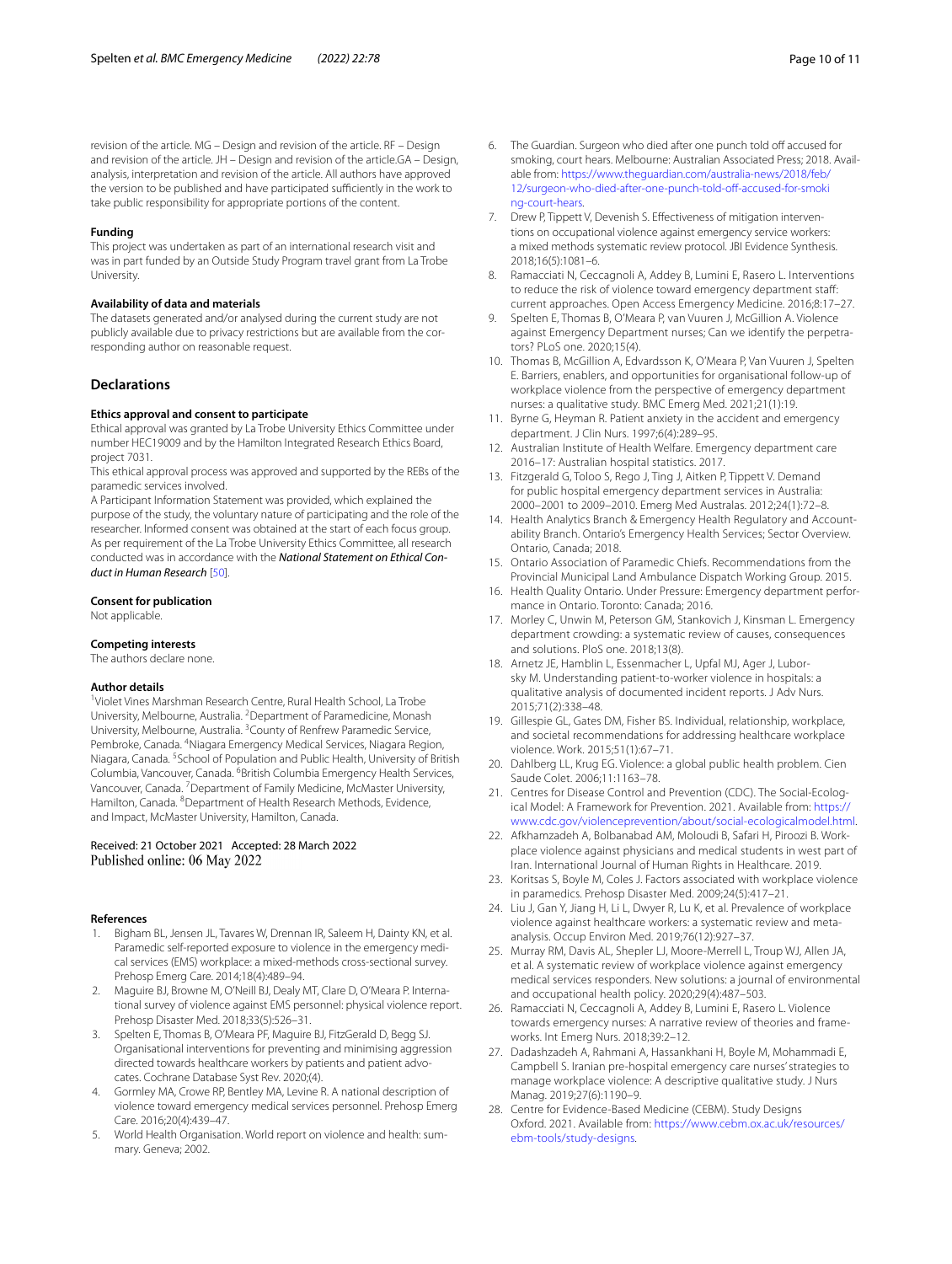revision of the article. MG – Design and revision of the article. RF – Design and revision of the article. JH – Design and revision of the article.GA – Design, analysis, interpretation and revision of the article. All authors have approved the version to be published and have participated sufficiently in the work to take public responsibility for appropriate portions of the content.

#### Funding

This project was undertaken as part of an international research visit and was in part funded by an Outside Study Program travel grant from La Trobe University.

#### Availability of data and materials

The datasets generated and/or analysed during the current study are not publicly available due to privacy restrictions but are available from the corresponding author on reasonable request.

## Declarations

#### Ethics approval and consent to participate

Ethical approval was granted by La Trobe University Ethics Committee under number HEC19009 and by the Hamilton Integrated Research Ethics Board, project 7031.

This ethical approval process was approved and supported by the REBs of the paramedic services involved.

A Participant Information Statement was provided, which explained the purpose of the study, the voluntary nature of participating and the role of the researcher. Informed consent was obtained at the start of each focus group. As per requirement of the La Trobe University Ethics Committee, all research conducted was in accordance with the ***National Statement on Ethical Conduct in Human Research*** [50].

#### Consent for publication

Not applicable.

#### Competing interests

The authors declare none.

#### Author details

[1]Violet Vines Marshman Research Centre, Rural Health School, La Trobe University, Melbourne, Australia. [2]Department of Paramedicine, Monash University, Melbourne, Australia. [3]County of Renfrew Paramedic Service, Pembroke, Canada. [4]Niagara Emergency Medical Services, Niagara Region, Niagara, Canada. [5]School of Population and Public Health, University of British Columbia, Vancouver, Canada. [6]British Columbia Emergency Health Services, Vancouver, Canada. [7]Department of Family Medicine, McMaster University, Hamilton, Canada. [8]Department of Health Research Methods, Evidence, and Impact, McMaster University, Hamilton, Canada.

Received: 21 October 2021 Accepted: 28 March 2022
Published online: 06 May 2022

#### References

1. Bigham BL, Jensen JL, Tavares W, Drennan IR, Saleem H, Dainty KN, et al. Paramedic self-reported exposure to violence in the emergency medical services (EMS) workplace: a mixed-methods cross-sectional survey. Prehosp Emerg Care. 2014;18(4):489–94.
2. Maguire BJ, Browne M, O'Neill BJ, Dealy MT, Clare D, O'Meara P. International survey of violence against EMS personnel: physical violence report. Prehosp Disaster Med. 2018;33(5):526–31.
3. Spelten E, Thomas B, O'Meara PF, Maguire BJ, FitzGerald D, Begg SJ. Organisational interventions for preventing and minimising aggression directed towards healthcare workers by patients and patient advocates. Cochrane Database Syst Rev. 2020;(4).
4. Gormley MA, Crowe RP, Bentley MA, Levine R. A national description of violence toward emergency medical services personnel. Prehosp Emerg Care. 2016;20(4):439–47.
5. World Health Organisation. World report on violence and health: summary. Geneva; 2002.
6. The Guardian. Surgeon who died after one punch told off accused for smoking, court hears. Melbourne: Australian Associated Press; 2018. Available from: https://www.theguardian.com/australia-news/2018/feb/12/surgeon-who-died-after-one-punch-told-off-accused-for-smoking-court-hears.
7. Drew P, Tippett V, Devenish S. Effectiveness of mitigation interventions on occupational violence against emergency service workers: a mixed methods systematic review protocol. JBI Evidence Synthesis. 2018;16(5):1081–6.
8. Ramacciati N, Ceccagnoli A, Addey B, Lumini E, Rasero L. Interventions to reduce the risk of violence toward emergency department staff: current approaches. Open Access Emergency Medicine. 2016;8:17–27.
9. Spelten E, Thomas B, O'Meara P, van Vuuren J, McGillion A. Violence against Emergency Department nurses; Can we identify the perpetrators? PLoS one. 2020;15(4).
10. Thomas B, McGillion A, Edvardsson K, O'Meara P, Van Vuuren J, Spelten E. Barriers, enablers, and opportunities for organisational follow-up of workplace violence from the perspective of emergency department nurses: a qualitative study. BMC Emerg Med. 2021;21(1):19.
11. Byrne G, Heyman R. Patient anxiety in the accident and emergency department. J Clin Nurs. 1997;6(4):289–95.
12. Australian Institute of Health Welfare. Emergency department care 2016–17: Australian hospital statistics. 2017.
13. Fitzgerald G, Toloo S, Rego J, Ting J, Aitken P, Tippett V. Demand for public hospital emergency department services in Australia: 2000–2001 to 2009–2010. Emerg Med Australas. 2012;24(1):72–8.
14. Health Analytics Branch & Emergency Health Regulatory and Accountability Branch. Ontario's Emergency Health Services; Sector Overview. Ontario, Canada; 2018.
15. Ontario Association of Paramedic Chiefs. Recommendations from the Provincial Municipal Land Ambulance Dispatch Working Group. 2015.
16. Health Quality Ontario. Under Pressure: Emergency department performance in Ontario. Toronto: Canada; 2016.
17. Morley C, Unwin M, Peterson GM, Stankovich J, Kinsman L. Emergency department crowding: a systematic review of causes, consequences and solutions. PloS one. 2018;13(8).
18. Arnetz JE, Hamblin L, Essenmacher L, Upfal MJ, Ager J, Luborsky M. Understanding patient-to-worker violence in hospitals: a qualitative analysis of documented incident reports. J Adv Nurs. 2015;71(2):338–48.
19. Gillespie GL, Gates DM, Fisher BS. Individual, relationship, workplace, and societal recommendations for addressing healthcare workplace violence. Work. 2015;51(1):67–71.
20. Dahlberg LL, Krug EG. Violence: a global public health problem. Cien Saude Colet. 2006;11:1163–78.
21. Centres for Disease Control and Prevention (CDC). The Social-Ecological Model: A Framework for Prevention. 2021. Available from: https://www.cdc.gov/violenceprevention/about/social-ecologicalmodel.html.
22. Afkhamzadeh A, Bolbanabad AM, Moloudi B, Safari H, Piroozi B. Workplace violence against physicians and medical students in west part of Iran. International Journal of Human Rights in Healthcare. 2019.
23. Koritsas S, Boyle M, Coles J. Factors associated with workplace violence in paramedics. Prehosp Disaster Med. 2009;24(5):417–21.
24. Liu J, Gan Y, Jiang H, Li L, Dwyer R, Lu K, et al. Prevalence of workplace violence against healthcare workers: a systematic review and meta-analysis. Occup Environ Med. 2019;76(12):927–37.
25. Murray RM, Davis AL, Shepler LJ, Moore-Merrell L, Troup WJ, Allen JA, et al. A systematic review of workplace violence against emergency medical services responders. New solutions: a journal of environmental and occupational health policy. 2020;29(4):487–503.
26. Ramacciati N, Ceccagnoli A, Addey B, Lumini E, Rasero L. Violence towards emergency nurses: A narrative review of theories and frameworks. Int Emerg Nurs. 2018;39:2–12.
27. Dadashzadeh A, Rahmani A, Hassankhani H, Boyle M, Mohammadi E, Campbell S. Iranian pre-hospital emergency care nurses' strategies to manage workplace violence: A descriptive qualitative study. J Nurs Manag. 2019;27(6):1190–9.
28. Centre for Evidence-Based Medicine (CEBM). Study Designs Oxford. 2021. Available from: https://www.cebm.ox.ac.uk/resources/ebm-tools/study-designs.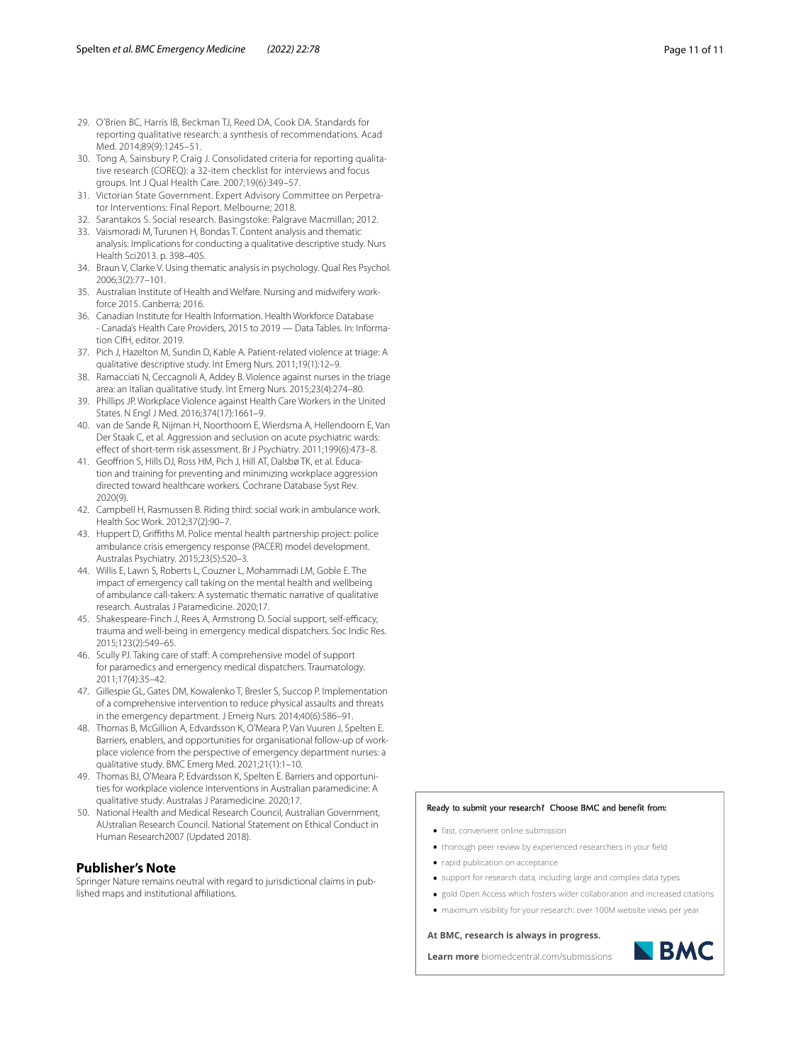29. O'Brien BC, Harris IB, Beckman TJ, Reed DA, Cook DA. Standards for reporting qualitative research: a synthesis of recommendations. Acad Med. 2014;89(9):1245–51.
30. Tong A, Sainsbury P, Craig J. Consolidated criteria for reporting qualitative research (COREQ): a 32-item checklist for interviews and focus groups. Int J Qual Health Care. 2007;19(6):349–57.
31. Victorian State Government. Expert Advisory Committee on Perpetrator Interventions: Final Report. Melbourne; 2018.
32. Sarantakos S. Social research. Basingstoke: Palgrave Macmillan; 2012.
33. Vaismoradi M, Turunen H, Bondas T. Content analysis and thematic analysis: Implications for conducting a qualitative descriptive study. Nurs Health Sci2013. p. 398–405.
34. Braun V, Clarke V. Using thematic analysis in psychology. Qual Res Psychol. 2006;3(2):77–101.
35. Australian Institute of Health and Welfare. Nursing and midwifery workforce 2015. Canberra; 2016.
36. Canadian Institute for Health Information. Health Workforce Database - Canada's Health Care Providers, 2015 to 2019 — Data Tables. In: Information CIfH, editor. 2019.
37. Pich J, Hazelton M, Sundin D, Kable A. Patient-related violence at triage: A qualitative descriptive study. Int Emerg Nurs. 2011;19(1):12–9.
38. Ramacciati N, Ceccagnoli A, Addey B. Violence against nurses in the triage area: an Italian qualitative study. Int Emerg Nurs. 2015;23(4):274–80.
39. Phillips JP. Workplace Violence against Health Care Workers in the United States. N Engl J Med. 2016;374(17):1661–9.
40. van de Sande R, Nijman H, Noorthoorn E, Wierdsma A, Hellendoorn E, Van Der Staak C, et al. Aggression and seclusion on acute psychiatric wards: effect of short-term risk assessment. Br J Psychiatry. 2011;199(6):473–8.
41. Geoffrion S, Hills DJ, Ross HM, Pich J, Hill AT, Dalsbø TK, et al. Education and training for preventing and minimizing workplace aggression directed toward healthcare workers. Cochrane Database Syst Rev. 2020(9).
42. Campbell H, Rasmussen B. Riding third: social work in ambulance work. Health Soc Work. 2012;37(2):90–7.
43. Huppert D, Griffiths M. Police mental health partnership project: police ambulance crisis emergency response (PACER) model development. Australas Psychiatry. 2015;23(5):520–3.
44. Willis E, Lawn S, Roberts L, Couzner L, Mohammadi LM, Goble E. The impact of emergency call taking on the mental health and wellbeing of ambulance call-takers: A systematic thematic narrative of qualitative research. Australas J Paramedicine. 2020;17.
45. Shakespeare-Finch J, Rees A, Armstrong D. Social support, self-efficacy, trauma and well-being in emergency medical dispatchers. Soc Indic Res. 2015;123(2):549–65.
46. Scully PJ. Taking care of staff: A comprehensive model of support for paramedics and emergency medical dispatchers. Traumatology. 2011;17(4):35–42.
47. Gillespie GL, Gates DM, Kowalenko T, Bresler S, Succop P. Implementation of a comprehensive intervention to reduce physical assaults and threats in the emergency department. J Emerg Nurs. 2014;40(6):586–91.
48. Thomas B, McGillion A, Edvardsson K, O'Meara P, Van Vuuren J, Spelten E. Barriers, enablers, and opportunities for organisational follow-up of workplace violence from the perspective of emergency department nurses: a qualitative study. BMC Emerg Med. 2021;21(1):1–10.
49. Thomas BJ, O'Meara P, Edvardsson K, Spelten E. Barriers and opportunities for workplace violence interventions in Australian paramedicine: A qualitative study. Australas J Paramedicine. 2020;17.
50. National Health and Medical Research Council, Australian Government, AUstralian Research Council. National Statement on Ethical Conduct in Human Research2007 (Updated 2018).

## Publisher's Note

Springer Nature remains neutral with regard to jurisdictional claims in published maps and institutional affiliations.

Ready to submit your research? Choose BMC and benefit from:

- fast, convenient online submission
- thorough peer review by experienced researchers in your field
- rapid publication on acceptance
- support for research data, including large and complex data types
- gold Open Access which fosters wider collaboration and increased citations
- maximum visibility for your research: over 100M website views per year

**At BMC, research is always in progress.**

**Learn more** biomedcentral.com/submissions

BMC